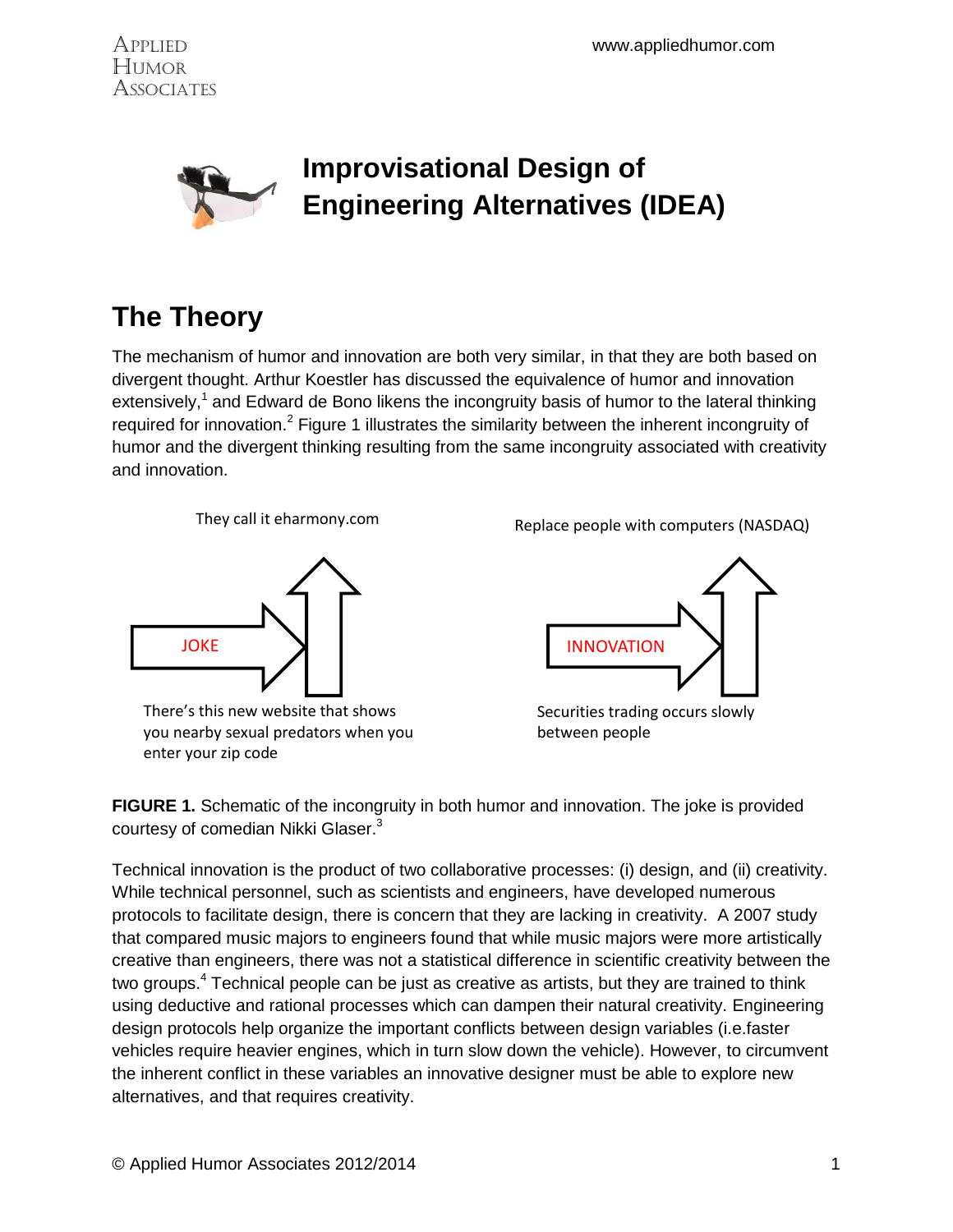# Improvisational Design of Engineering Alternatives (IDEA)

## The Theory

The mechanism of humor and innovation are both very similar, in that they are both based on divergent thought. Arthur Koestler has discussed the equivalence of humor and innovation extensively,[1] and Edward de Bono likens the incongruity basis of humor to the lateral thinking required for innovation.[2] Figure 1 illustrates the similarity between the inherent incongruity of humor and the divergent thinking resulting from the same incongruity associated with creativity and innovation.

They call it eharmony.com

JOKE

There's this new website that shows you nearby sexual predators when you enter your zip code

Replace people with computers (NASDAQ)

INNOVATION

Securities trading occurs slowly between people

**FIGURE 1.** Schematic of the incongruity in both humor and innovation. The joke is provided courtesy of comedian Nikki Glaser.[3]

Technical innovation is the product of two collaborative processes: (i) design, and (ii) creativity. While technical personnel, such as scientists and engineers, have developed numerous protocols to facilitate design, there is concern that they are lacking in creativity. A 2007 study that compared music majors to engineers found that while music majors were more artistically creative than engineers, there was not a statistical difference in scientific creativity between the two groups.[4] Technical people can be just as creative as artists, but they are trained to think using deductive and rational processes which can dampen their natural creativity. Engineering design protocols help organize the important conflicts between design variables (i.e.faster vehicles require heavier engines, which in turn slow down the vehicle). However, to circumvent the inherent conflict in these variables an innovative designer must be able to explore new alternatives, and that requires creativity.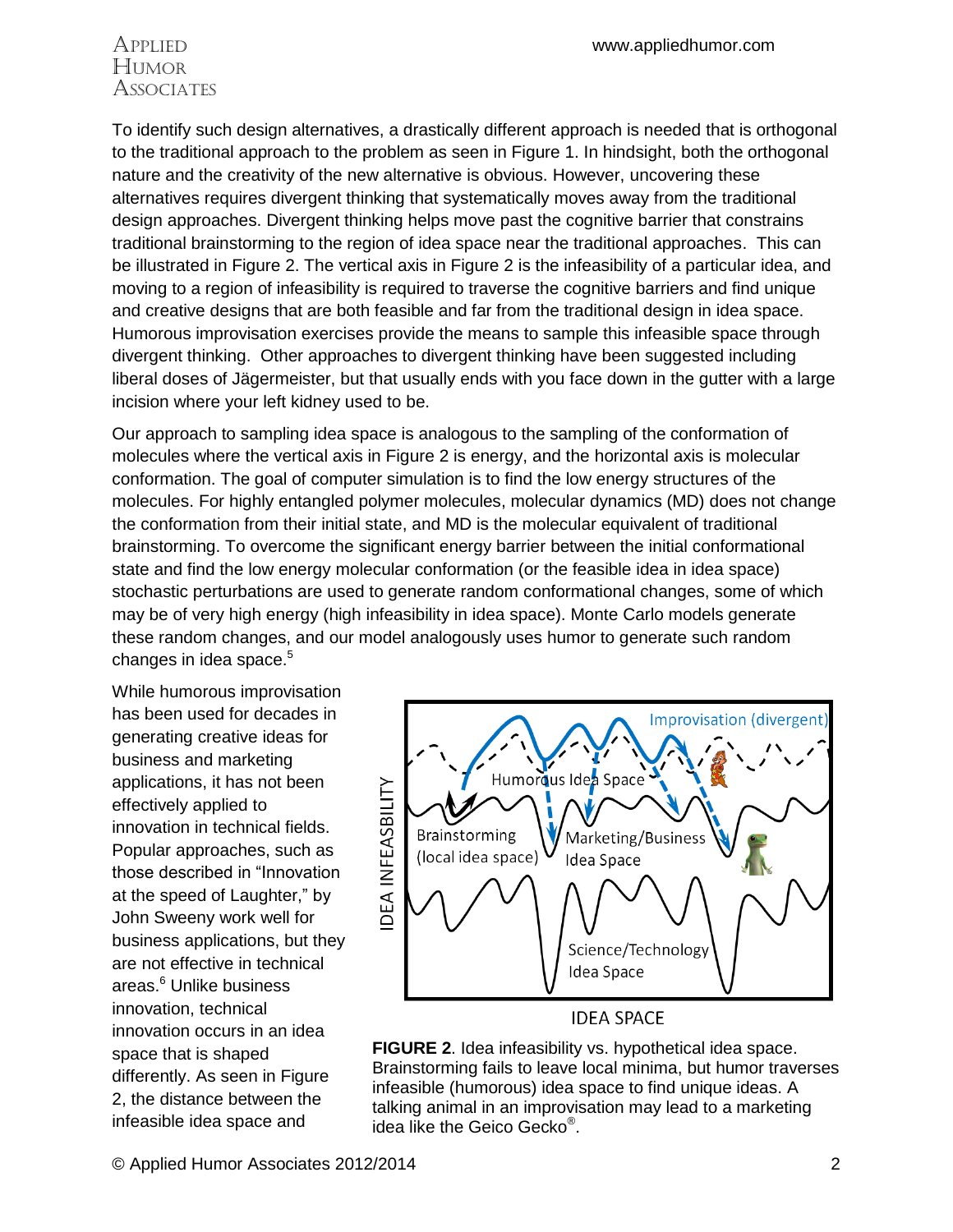To identify such design alternatives, a drastically different approach is needed that is orthogonal to the traditional approach to the problem as seen in Figure 1. In hindsight, both the orthogonal nature and the creativity of the new alternative is obvious. However, uncovering these alternatives requires divergent thinking that systematically moves away from the traditional design approaches. Divergent thinking helps move past the cognitive barrier that constrains traditional brainstorming to the region of idea space near the traditional approaches. This can be illustrated in Figure 2. The vertical axis in Figure 2 is the infeasibility of a particular idea, and moving to a region of infeasibility is required to traverse the cognitive barriers and find unique and creative designs that are both feasible and far from the traditional design in idea space. Humorous improvisation exercises provide the means to sample this infeasible space through divergent thinking. Other approaches to divergent thinking have been suggested including liberal doses of Jägermeister, but that usually ends with you face down in the gutter with a large incision where your left kidney used to be.

Our approach to sampling idea space is analogous to the sampling of the conformation of molecules where the vertical axis in Figure 2 is energy, and the horizontal axis is molecular conformation. The goal of computer simulation is to find the low energy structures of the molecules. For highly entangled polymer molecules, molecular dynamics (MD) does not change the conformation from their initial state, and MD is the molecular equivalent of traditional brainstorming. To overcome the significant energy barrier between the initial conformational state and find the low energy molecular conformation (or the feasible idea in idea space) stochastic perturbations are used to generate random conformational changes, some of which may be of very high energy (high infeasibility in idea space). Monte Carlo models generate these random changes, and our model analogously uses humor to generate such random changes in idea space.[5]

While humorous improvisation has been used for decades in generating creative ideas for business and marketing applications, it has not been effectively applied to innovation in technical fields. Popular approaches, such as those described in "Innovation at the speed of Laughter," by John Sweeny work well for business applications, but they are not effective in technical areas.[6] Unlike business innovation, technical innovation occurs in an idea space that is shaped differently. As seen in Figure 2, the distance between the infeasible idea space and

**FIGURE 2**. Idea infeasibility vs. hypothetical idea space. Brainstorming fails to leave local minima, but humor traverses infeasible (humorous) idea space to find unique ideas. A talking animal in an improvisation may lead to a marketing idea like the Geico Gecko®.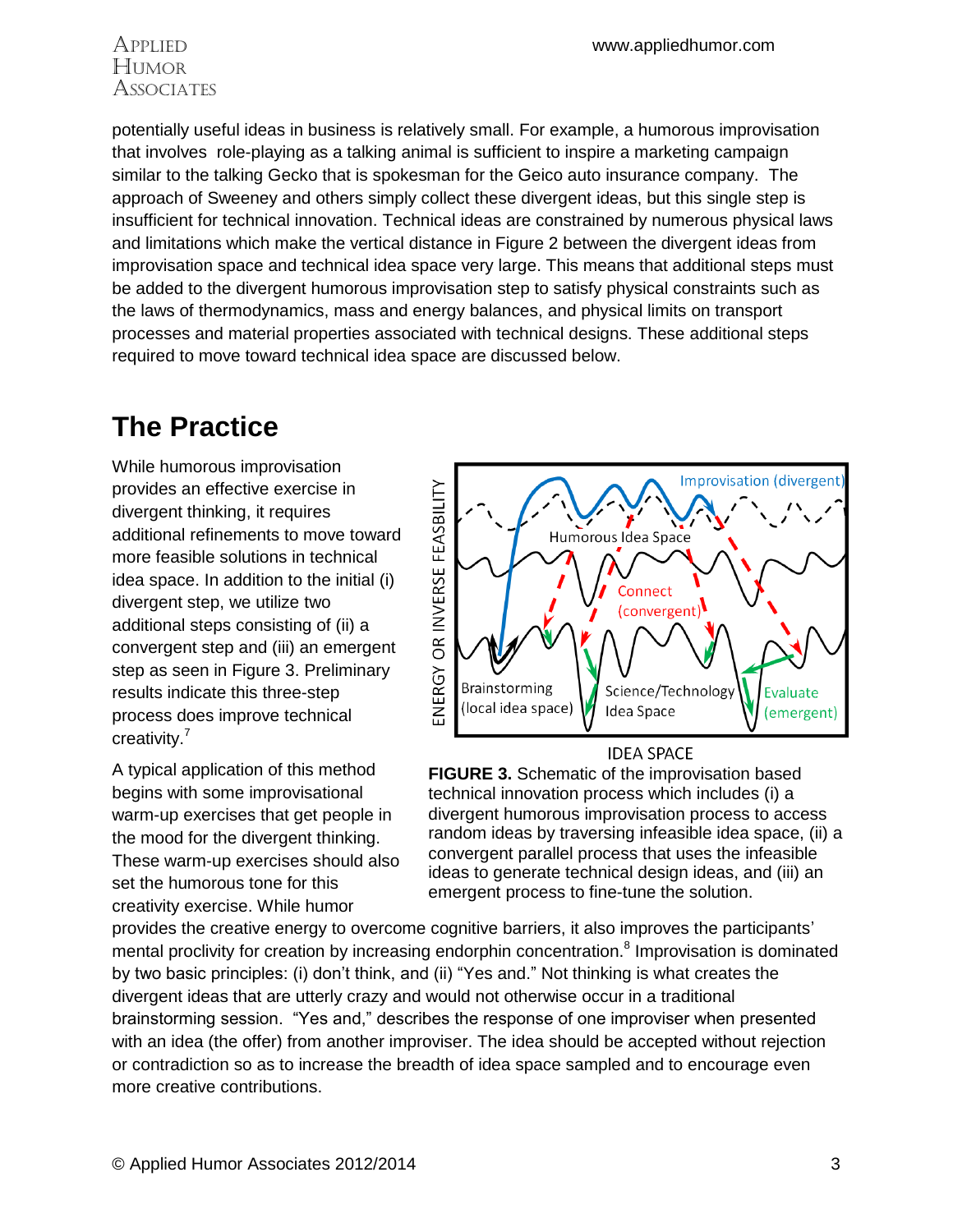potentially useful ideas in business is relatively small. For example, a humorous improvisation that involves role-playing as a talking animal is sufficient to inspire a marketing campaign similar to the talking Gecko that is spokesman for the Geico auto insurance company. The approach of Sweeney and others simply collect these divergent ideas, but this single step is insufficient for technical innovation. Technical ideas are constrained by numerous physical laws and limitations which make the vertical distance in Figure 2 between the divergent ideas from improvisation space and technical idea space very large. This means that additional steps must be added to the divergent humorous improvisation step to satisfy physical constraints such as the laws of thermodynamics, mass and energy balances, and physical limits on transport processes and material properties associated with technical designs. These additional steps required to move toward technical idea space are discussed below.

## The Practice

While humorous improvisation provides an effective exercise in divergent thinking, it requires additional refinements to move toward more feasible solutions in technical idea space. In addition to the initial (i) divergent step, we utilize two additional steps consisting of (ii) a convergent step and (iii) an emergent step as seen in Figure 3. Preliminary results indicate this three-step process does improve technical creativity.[7]

**FIGURE 3.** Schematic of the improvisation based technical innovation process which includes (i) a divergent humorous improvisation process to access random ideas by traversing infeasible idea space, (ii) a convergent parallel process that uses the infeasible ideas to generate technical design ideas, and (iii) an emergent process to fine-tune the solution.

A typical application of this method begins with some improvisational warm-up exercises that get people in the mood for the divergent thinking. These warm-up exercises should also set the humorous tone for this creativity exercise. While humor provides the creative energy to overcome cognitive barriers, it also improves the participants' mental proclivity for creation by increasing endorphin concentration.[8] Improvisation is dominated by two basic principles: (i) don't think, and (ii) "Yes and." Not thinking is what creates the divergent ideas that are utterly crazy and would not otherwise occur in a traditional brainstorming session. "Yes and," describes the response of one improviser when presented with an idea (the offer) from another improviser. The idea should be accepted without rejection or contradiction so as to increase the breadth of idea space sampled and to encourage even more creative contributions.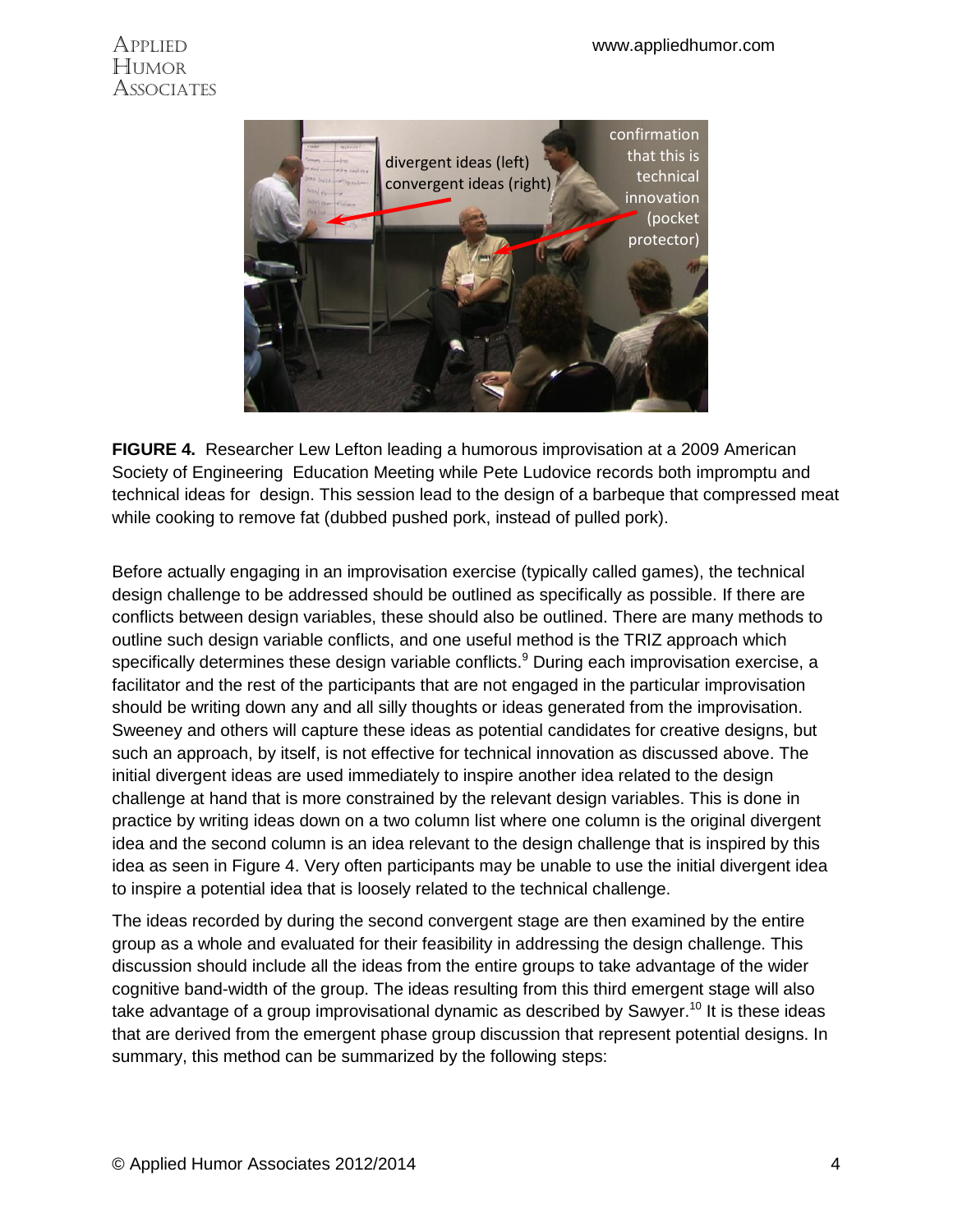**FIGURE 4.** Researcher Lew Lefton leading a humorous improvisation at a 2009 American Society of Engineering Education Meeting while Pete Ludovice records both impromptu and technical ideas for design. This session lead to the design of a barbeque that compressed meat while cooking to remove fat (dubbed pushed pork, instead of pulled pork).

Before actually engaging in an improvisation exercise (typically called games), the technical design challenge to be addressed should be outlined as specifically as possible. If there are conflicts between design variables, these should also be outlined. There are many methods to outline such design variable conflicts, and one useful method is the TRIZ approach which specifically determines these design variable conflicts.[9] During each improvisation exercise, a facilitator and the rest of the participants that are not engaged in the particular improvisation should be writing down any and all silly thoughts or ideas generated from the improvisation. Sweeney and others will capture these ideas as potential candidates for creative designs, but such an approach, by itself, is not effective for technical innovation as discussed above. The initial divergent ideas are used immediately to inspire another idea related to the design challenge at hand that is more constrained by the relevant design variables. This is done in practice by writing ideas down on a two column list where one column is the original divergent idea and the second column is an idea relevant to the design challenge that is inspired by this idea as seen in Figure 4. Very often participants may be unable to use the initial divergent idea to inspire a potential idea that is loosely related to the technical challenge.

The ideas recorded by during the second convergent stage are then examined by the entire group as a whole and evaluated for their feasibility in addressing the design challenge. This discussion should include all the ideas from the entire groups to take advantage of the wider cognitive band-width of the group. The ideas resulting from this third emergent stage will also take advantage of a group improvisational dynamic as described by Sawyer.[10] It is these ideas that are derived from the emergent phase group discussion that represent potential designs. In summary, this method can be summarized by the following steps: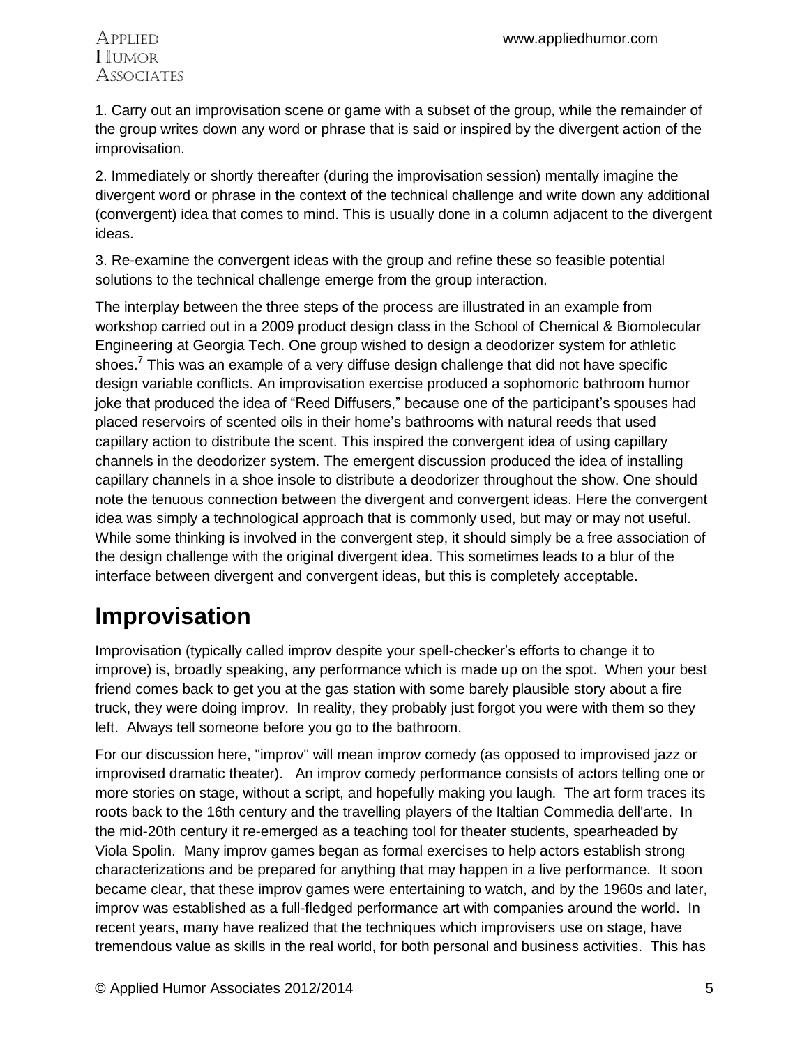1. Carry out an improvisation scene or game with a subset of the group, while the remainder of the group writes down any word or phrase that is said or inspired by the divergent action of the improvisation.

2. Immediately or shortly thereafter (during the improvisation session) mentally imagine the divergent word or phrase in the context of the technical challenge and write down any additional (convergent) idea that comes to mind. This is usually done in a column adjacent to the divergent ideas.

3. Re-examine the convergent ideas with the group and refine these so feasible potential solutions to the technical challenge emerge from the group interaction.

The interplay between the three steps of the process are illustrated in an example from workshop carried out in a 2009 product design class in the School of Chemical & Biomolecular Engineering at Georgia Tech. One group wished to design a deodorizer system for athletic shoes.[7] This was an example of a very diffuse design challenge that did not have specific design variable conflicts. An improvisation exercise produced a sophomoric bathroom humor joke that produced the idea of "Reed Diffusers," because one of the participant's spouses had placed reservoirs of scented oils in their home's bathrooms with natural reeds that used capillary action to distribute the scent. This inspired the convergent idea of using capillary channels in the deodorizer system. The emergent discussion produced the idea of installing capillary channels in a shoe insole to distribute a deodorizer throughout the show. One should note the tenuous connection between the divergent and convergent ideas. Here the convergent idea was simply a technological approach that is commonly used, but may or may not useful. While some thinking is involved in the convergent step, it should simply be a free association of the design challenge with the original divergent idea. This sometimes leads to a blur of the interface between divergent and convergent ideas, but this is completely acceptable.

# Improvisation

Improvisation (typically called improv despite your spell-checker's efforts to change it to improve) is, broadly speaking, any performance which is made up on the spot. When your best friend comes back to get you at the gas station with some barely plausible story about a fire truck, they were doing improv. In reality, they probably just forgot you were with them so they left. Always tell someone before you go to the bathroom.

For our discussion here, "improv" will mean improv comedy (as opposed to improvised jazz or improvised dramatic theater). An improv comedy performance consists of actors telling one or more stories on stage, without a script, and hopefully making you laugh. The art form traces its roots back to the 16th century and the travelling players of the Italtian Commedia dell'arte. In the mid-20th century it re-emerged as a teaching tool for theater students, spearheaded by Viola Spolin. Many improv games began as formal exercises to help actors establish strong characterizations and be prepared for anything that may happen in a live performance. It soon became clear, that these improv games were entertaining to watch, and by the 1960s and later, improv was established as a full-fledged performance art with companies around the world. In recent years, many have realized that the techniques which improvisers use on stage, have tremendous value as skills in the real world, for both personal and business activities. This has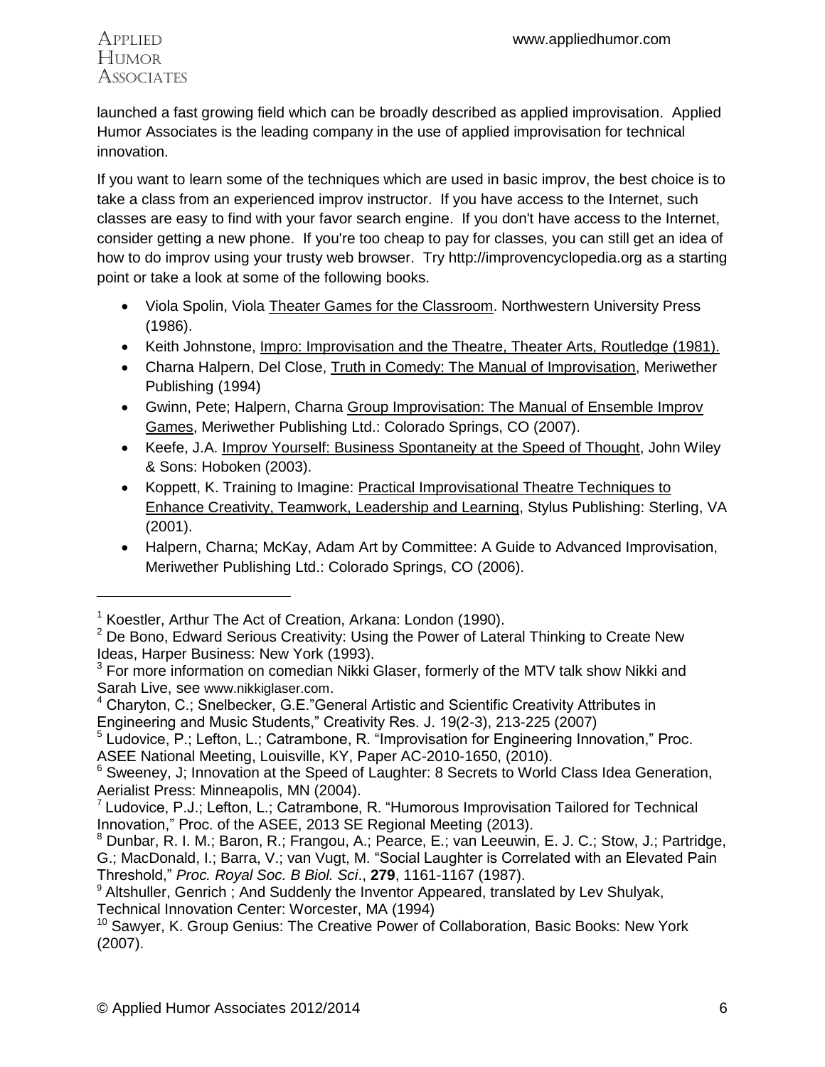launched a fast growing field which can be broadly described as applied improvisation. Applied Humor Associates is the leading company in the use of applied improvisation for technical innovation.

If you want to learn some of the techniques which are used in basic improv, the best choice is to take a class from an experienced improv instructor. If you have access to the Internet, such classes are easy to find with your favor search engine. If you don't have access to the Internet, consider getting a new phone. If you're too cheap to pay for classes, you can still get an idea of how to do improv using your trusty web browser. Try http://improvencyclopedia.org as a starting point or take a look at some of the following books.

- Viola Spolin, Viola Theater Games for the Classroom. Northwestern University Press (1986).
- Keith Johnstone, Impro: Improvisation and the Theatre, Theater Arts, Routledge (1981).
- Charna Halpern, Del Close, Truth in Comedy: The Manual of Improvisation, Meriwether Publishing (1994)
- Gwinn, Pete; Halpern, Charna Group Improvisation: The Manual of Ensemble Improv Games, Meriwether Publishing Ltd.: Colorado Springs, CO (2007).
- Keefe, J.A. Improv Yourself: Business Spontaneity at the Speed of Thought, John Wiley & Sons: Hoboken (2003).
- Koppett, K. Training to Imagine: Practical Improvisational Theatre Techniques to Enhance Creativity, Teamwork, Leadership and Learning, Stylus Publishing: Sterling, VA (2001).
- Halpern, Charna; McKay, Adam Art by Committee: A Guide to Advanced Improvisation, Meriwether Publishing Ltd.: Colorado Springs, CO (2006).

---

[1] Koestler, Arthur The Act of Creation, Arkana: London (1990).

[2] De Bono, Edward Serious Creativity: Using the Power of Lateral Thinking to Create New Ideas, Harper Business: New York (1993).

[3] For more information on comedian Nikki Glaser, formerly of the MTV talk show Nikki and Sarah Live, see www.nikkiglaser.com.

[4] Charyton, C.; Snelbecker, G.E."General Artistic and Scientific Creativity Attributes in Engineering and Music Students," Creativity Res. J. 19(2-3), 213-225 (2007)

[5] Ludovice, P.; Lefton, L.; Catrambone, R. "Improvisation for Engineering Innovation," Proc. ASEE National Meeting, Louisville, KY, Paper AC-2010-1650, (2010).

[6] Sweeney, J; Innovation at the Speed of Laughter: 8 Secrets to World Class Idea Generation, Aerialist Press: Minneapolis, MN (2004).

[7] Ludovice, P.J.; Lefton, L.; Catrambone, R. "Humorous Improvisation Tailored for Technical Innovation," Proc. of the ASEE, 2013 SE Regional Meeting (2013).

[8] Dunbar, R. I. M.; Baron, R.; Frangou, A.; Pearce, E.; van Leeuwin, E. J. C.; Stow, J.; Partridge, G.; MacDonald, I.; Barra, V.; van Vugt, M. "Social Laughter is Correlated with an Elevated Pain Threshold," *Proc. Royal Soc. B Biol. Sci*., **279**, 1161-1167 (1987).

[9] Altshuller, Genrich ; And Suddenly the Inventor Appeared, translated by Lev Shulyak, Technical Innovation Center: Worcester, MA (1994)

[10] Sawyer, K. Group Genius: The Creative Power of Collaboration, Basic Books: New York (2007).